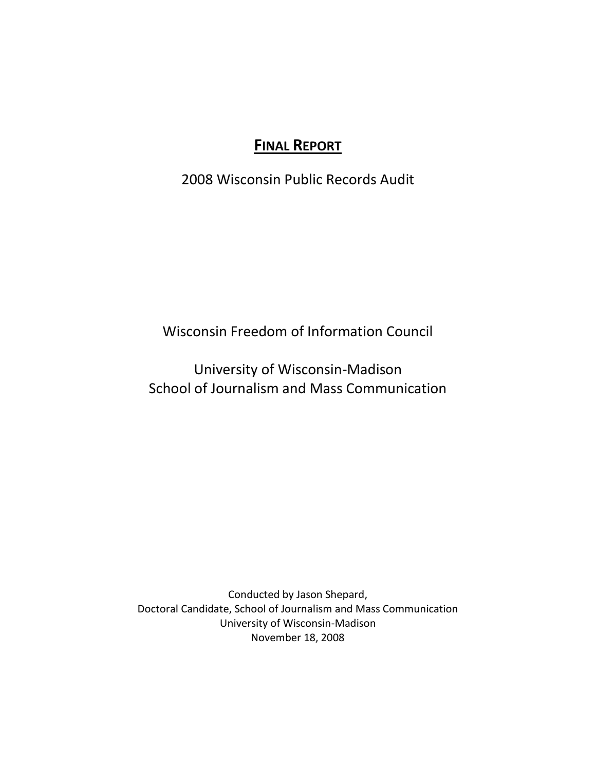# **FINAL REPORT**

2008 Wisconsin Public Records Audit

Wisconsin Freedom of Information Council

University of Wisconsin-Madison
School of Journalism and Mass Communication

Conducted by Jason Shepard,
Doctoral Candidate, School of Journalism and Mass Communication
University of Wisconsin-Madison
November 18, 2008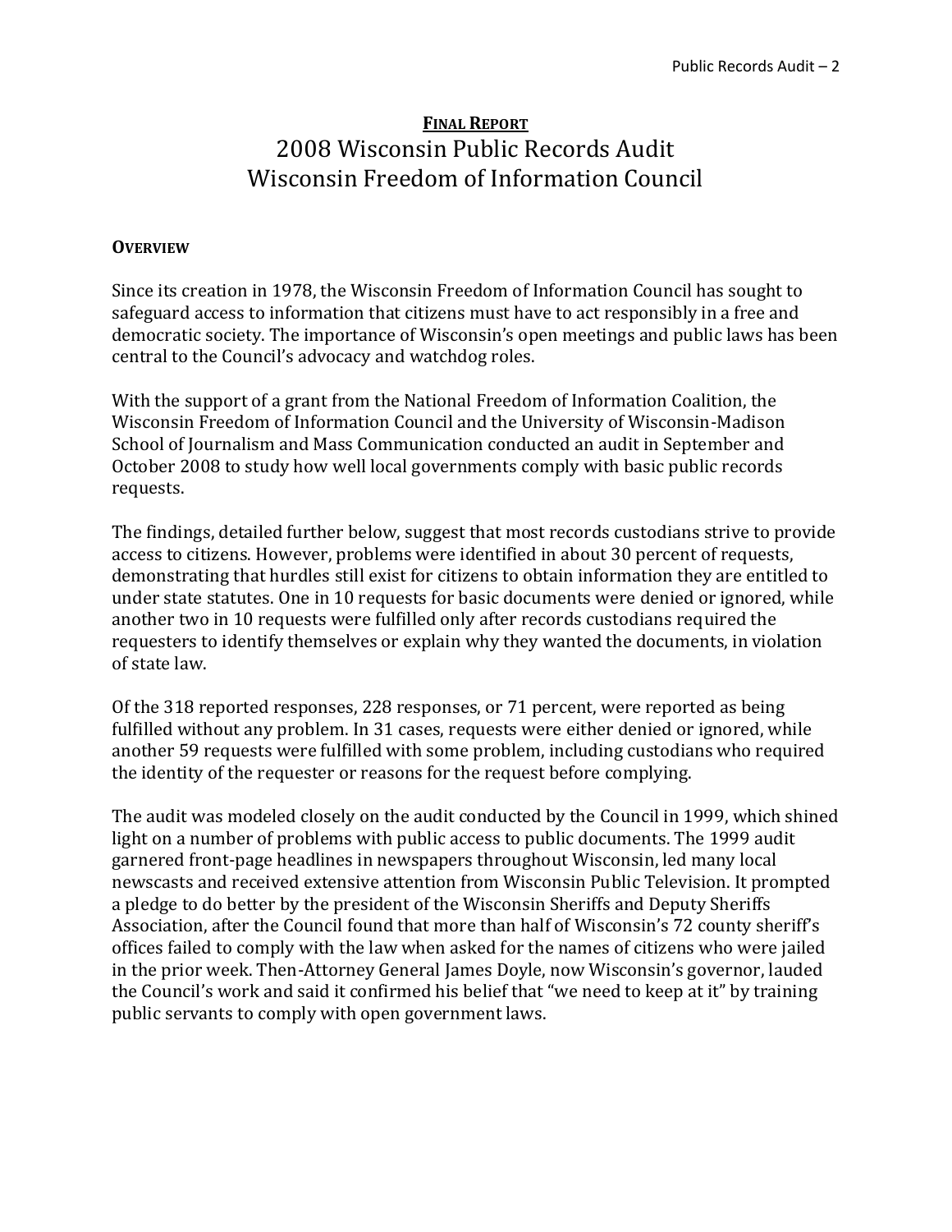**Final Report**

# 2008 Wisconsin Public Records Audit
# Wisconsin Freedom of Information Council

## **Overview**

Since its creation in 1978, the Wisconsin Freedom of Information Council has sought to safeguard access to information that citizens must have to act responsibly in a free and democratic society. The importance of Wisconsin's open meetings and public laws has been central to the Council's advocacy and watchdog roles.

With the support of a grant from the National Freedom of Information Coalition, the Wisconsin Freedom of Information Council and the University of Wisconsin-Madison School of Journalism and Mass Communication conducted an audit in September and October 2008 to study how well local governments comply with basic public records requests.

The findings, detailed further below, suggest that most records custodians strive to provide access to citizens. However, problems were identified in about 30 percent of requests, demonstrating that hurdles still exist for citizens to obtain information they are entitled to under state statutes. One in 10 requests for basic documents were denied or ignored, while another two in 10 requests were fulfilled only after records custodians required the requesters to identify themselves or explain why they wanted the documents, in violation of state law.

Of the 318 reported responses, 228 responses, or 71 percent, were reported as being fulfilled without any problem. In 31 cases, requests were either denied or ignored, while another 59 requests were fulfilled with some problem, including custodians who required the identity of the requester or reasons for the request before complying.

The audit was modeled closely on the audit conducted by the Council in 1999, which shined light on a number of problems with public access to public documents. The 1999 audit garnered front-page headlines in newspapers throughout Wisconsin, led many local newscasts and received extensive attention from Wisconsin Public Television. It prompted a pledge to do better by the president of the Wisconsin Sheriffs and Deputy Sheriffs Association, after the Council found that more than half of Wisconsin's 72 county sheriff's offices failed to comply with the law when asked for the names of citizens who were jailed in the prior week. Then-Attorney General James Doyle, now Wisconsin's governor, lauded the Council's work and said it confirmed his belief that "we need to keep at it" by training public servants to comply with open government laws.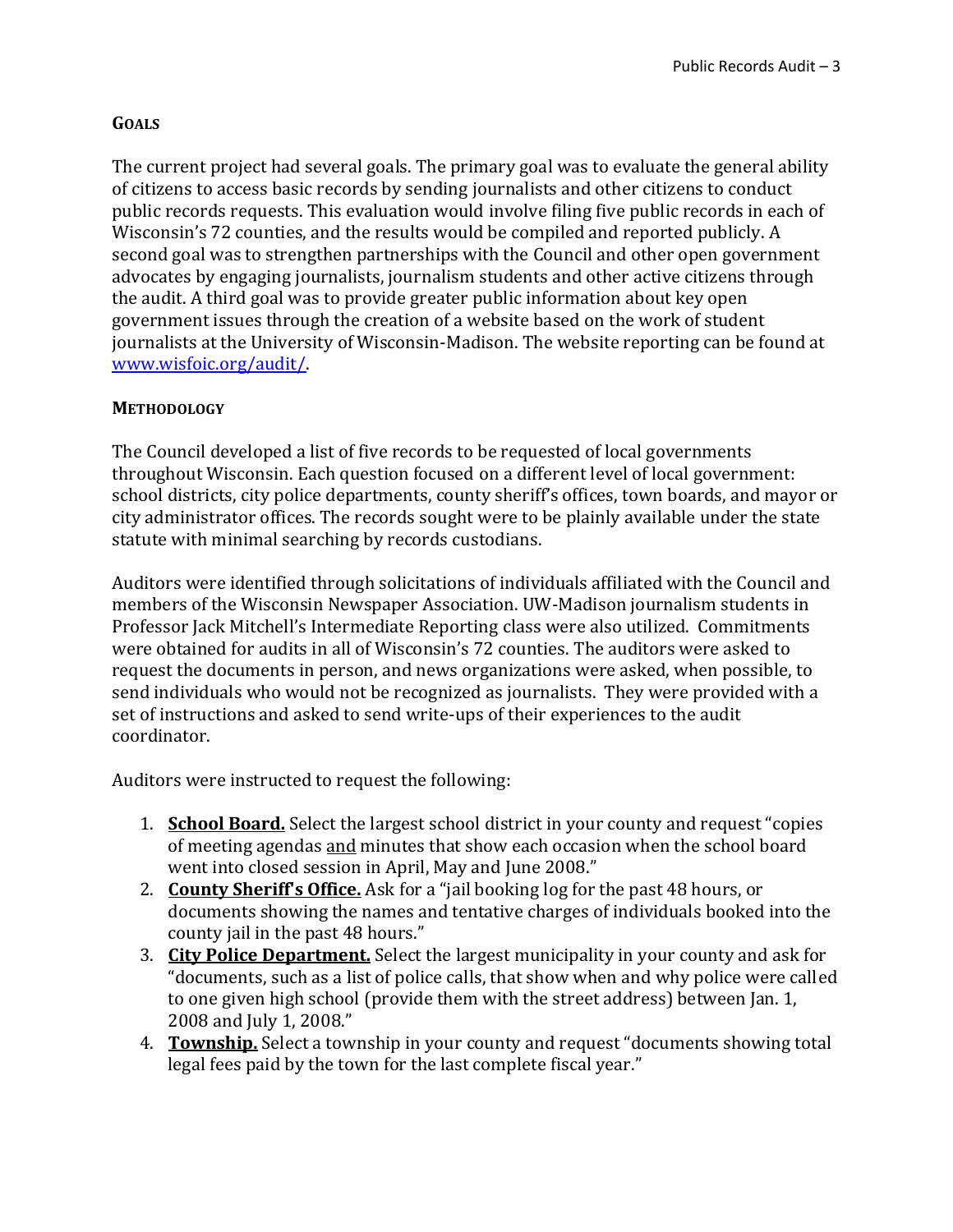## GOALS

The current project had several goals. The primary goal was to evaluate the general ability of citizens to access basic records by sending journalists and other citizens to conduct public records requests. This evaluation would involve filing five public records in each of Wisconsin's 72 counties, and the results would be compiled and reported publicly. A second goal was to strengthen partnerships with the Council and other open government advocates by engaging journalists, journalism students and other active citizens through the audit. A third goal was to provide greater public information about key open government issues through the creation of a website based on the work of student journalists at the University of Wisconsin-Madison. The website reporting can be found at [www.wisfoic.org/audit/](www.wisfoic.org/audit/).

## METHODOLOGY

The Council developed a list of five records to be requested of local governments throughout Wisconsin. Each question focused on a different level of local government: school districts, city police departments, county sheriff's offices, town boards, and mayor or city administrator offices. The records sought were to be plainly available under the state statute with minimal searching by records custodians.

Auditors were identified through solicitations of individuals affiliated with the Council and members of the Wisconsin Newspaper Association. UW-Madison journalism students in Professor Jack Mitchell's Intermediate Reporting class were also utilized. Commitments were obtained for audits in all of Wisconsin's 72 counties. The auditors were asked to request the documents in person, and news organizations were asked, when possible, to send individuals who would not be recognized as journalists. They were provided with a set of instructions and asked to send write-ups of their experiences to the audit coordinator.

Auditors were instructed to request the following:

1. **School Board.** Select the largest school district in your county and request "copies of meeting agendas and minutes that show each occasion when the school board went into closed session in April, May and June 2008."
2. **County Sheriff's Office.** Ask for a "jail booking log for the past 48 hours, or documents showing the names and tentative charges of individuals booked into the county jail in the past 48 hours."
3. **City Police Department.** Select the largest municipality in your county and ask for "documents, such as a list of police calls, that show when and why police were called to one given high school (provide them with the street address) between Jan. 1, 2008 and July 1, 2008."
4. **Township.** Select a township in your county and request "documents showing total legal fees paid by the town for the last complete fiscal year."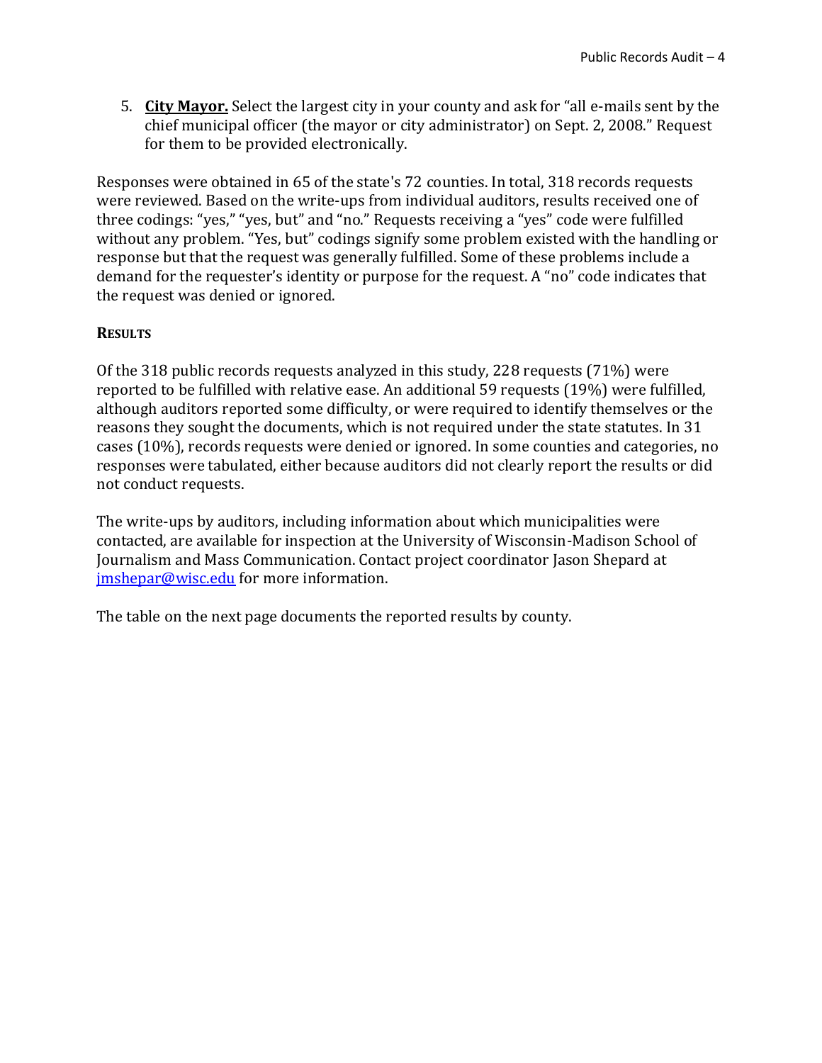5. **City Mayor.** Select the largest city in your county and ask for "all e-mails sent by the chief municipal officer (the mayor or city administrator) on Sept. 2, 2008." Request for them to be provided electronically.

Responses were obtained in 65 of the state's 72 counties. In total, 318 records requests were reviewed. Based on the write-ups from individual auditors, results received one of three codings: "yes," "yes, but" and "no." Requests receiving a "yes" code were fulfilled without any problem. "Yes, but" codings signify some problem existed with the handling or response but that the request was generally fulfilled. Some of these problems include a demand for the requester's identity or purpose for the request. A "no" code indicates that the request was denied or ignored.

## Results

Of the 318 public records requests analyzed in this study, 228 requests (71%) were reported to be fulfilled with relative ease. An additional 59 requests (19%) were fulfilled, although auditors reported some difficulty, or were required to identify themselves or the reasons they sought the documents, which is not required under the state statutes. In 31 cases (10%), records requests were denied or ignored. In some counties and categories, no responses were tabulated, either because auditors did not clearly report the results or did not conduct requests.

The write-ups by auditors, including information about which municipalities were contacted, are available for inspection at the University of Wisconsin-Madison School of Journalism and Mass Communication. Contact project coordinator Jason Shepard at jmshepar@wisc.edu for more information.

The table on the next page documents the reported results by county.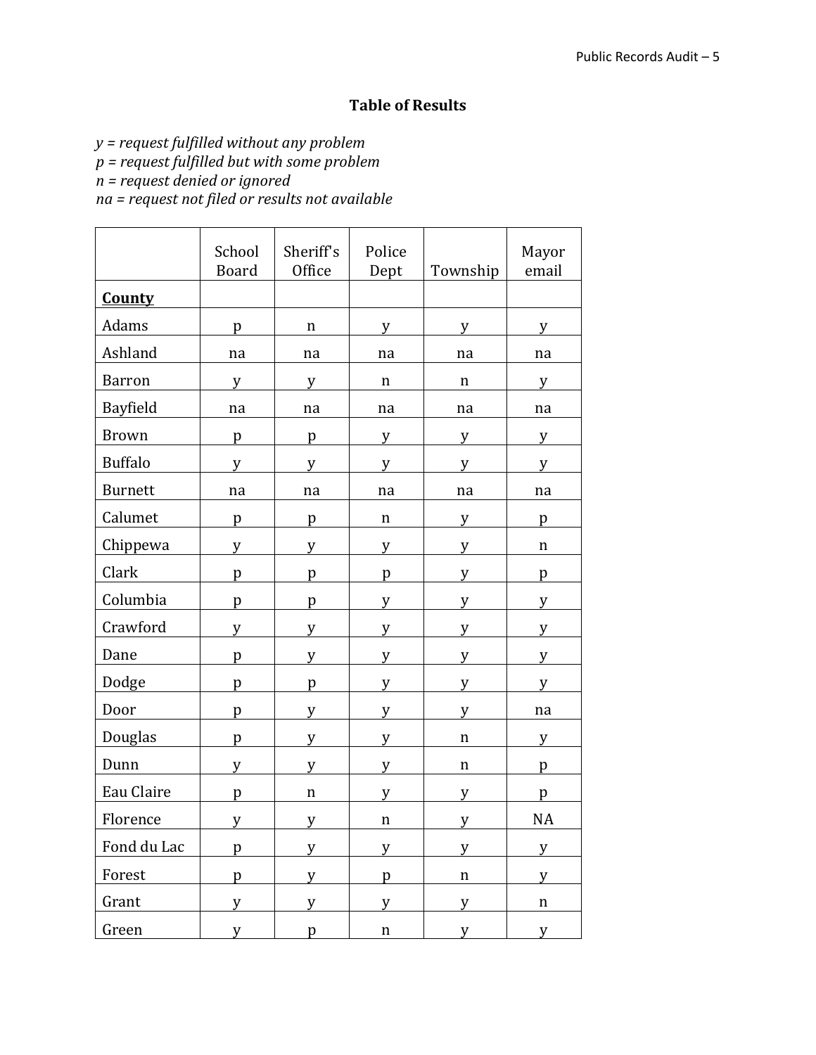## Table of Results

*y = request fulfilled without any problem*
*p = request fulfilled but with some problem*
*n = request denied or ignored*
*na = request not filed or results not available*

| | School Board | Sheriff's Office | Police Dept | Township | Mayor email |
|---|---|---|---|---|---|
| **County** | | | | | |
| Adams | p | n | y | y | y |
| Ashland | na | na | na | na | na |
| Barron | y | y | n | n | y |
| Bayfield | na | na | na | na | na |
| Brown | p | p | y | y | y |
| Buffalo | y | y | y | y | y |
| Burnett | na | na | na | na | na |
| Calumet | p | p | n | y | p |
| Chippewa | y | y | y | y | n |
| Clark | p | p | p | y | p |
| Columbia | p | p | y | y | y |
| Crawford | y | y | y | y | y |
| Dane | p | y | y | y | y |
| Dodge | p | p | y | y | y |
| Door | p | y | y | y | na |
| Douglas | p | y | y | n | y |
| Dunn | y | y | y | n | p |
| Eau Claire | p | n | y | y | p |
| Florence | y | y | n | y | NA |
| Fond du Lac | p | y | y | y | y |
| Forest | p | y | p | n | y |
| Grant | y | y | y | y | n |
| Green | y | p | n | y | y |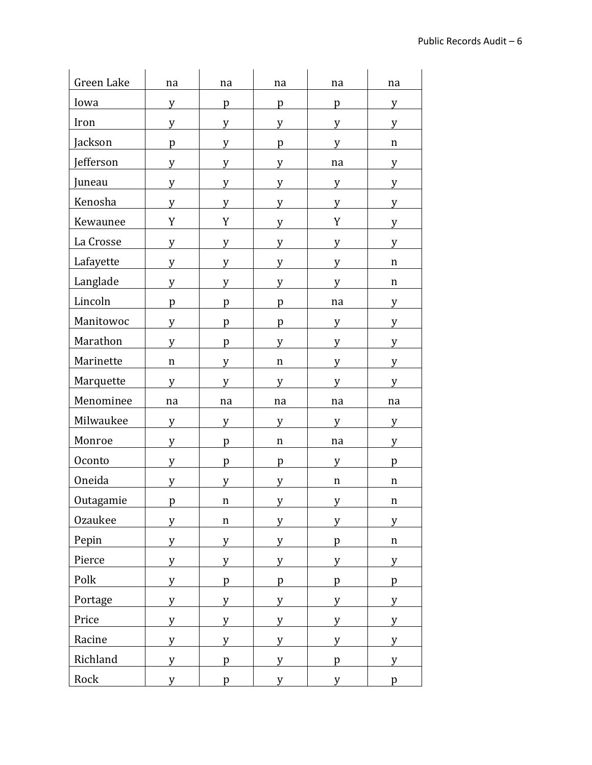| | | | | | |
|---|---|---|---|---|---|
| Green Lake | na | na | na | na | na |
| Iowa | y | p | p | p | y |
| Iron | y | y | y | y | y |
| Jackson | p | y | p | y | n |
| Jefferson | y | y | y | na | y |
| Juneau | y | y | y | y | y |
| Kenosha | y | y | y | y | y |
| Kewaunee | Y | Y | y | Y | y |
| La Crosse | y | y | y | y | y |
| Lafayette | y | y | y | y | n |
| Langlade | y | y | y | y | n |
| Lincoln | p | p | p | na | y |
| Manitowoc | y | p | p | y | y |
| Marathon | y | p | y | y | y |
| Marinette | n | y | n | y | y |
| Marquette | y | y | y | y | y |
| Menominee | na | na | na | na | na |
| Milwaukee | y | y | y | y | y |
| Monroe | y | p | n | na | y |
| Oconto | y | p | p | y | p |
| Oneida | y | y | y | n | n |
| Outagamie | p | n | y | y | n |
| Ozaukee | y | n | y | y | y |
| Pepin | y | y | y | p | n |
| Pierce | y | y | y | y | y |
| Polk | y | p | p | p | p |
| Portage | y | y | y | y | y |
| Price | y | y | y | y | y |
| Racine | y | y | y | y | y |
| Richland | y | p | y | p | y |
| Rock | y | p | y | y | p |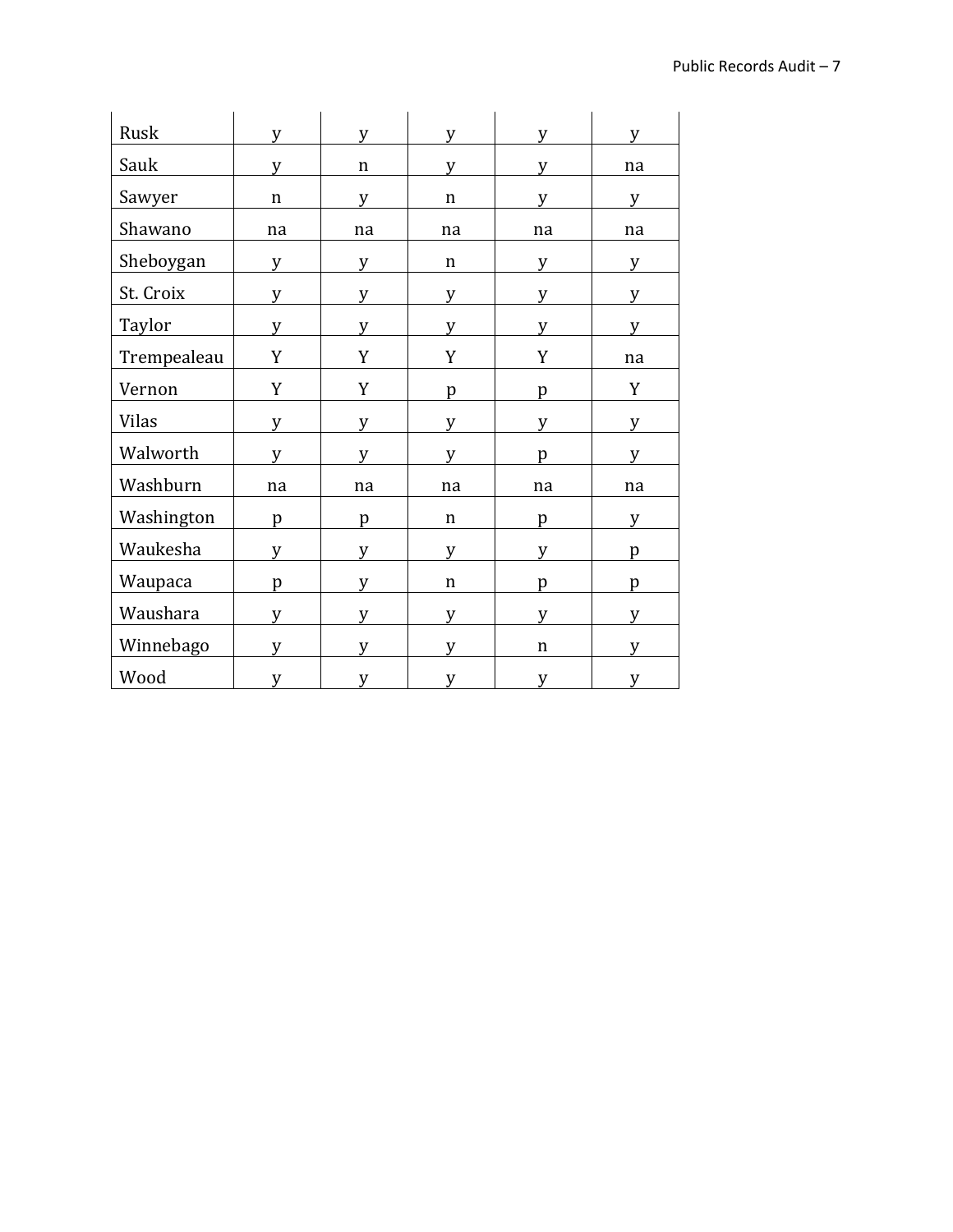| | | | | | |
|---|---|---|---|---|---|
| Rusk | y | y | y | y | y |
| Sauk | y | n | y | y | na |
| Sawyer | n | y | n | y | y |
| Shawano | na | na | na | na | na |
| Sheboygan | y | y | n | y | y |
| St. Croix | y | y | y | y | y |
| Taylor | y | y | y | y | y |
| Trempealeau | Y | Y | Y | Y | na |
| Vernon | Y | Y | p | p | Y |
| Vilas | y | y | y | y | y |
| Walworth | y | y | y | p | y |
| Washburn | na | na | na | na | na |
| Washington | p | p | n | p | y |
| Waukesha | y | y | y | y | p |
| Waupaca | p | y | n | p | p |
| Waushara | y | y | y | y | y |
| Winnebago | y | y | y | n | y |
| Wood | y | y | y | y | y |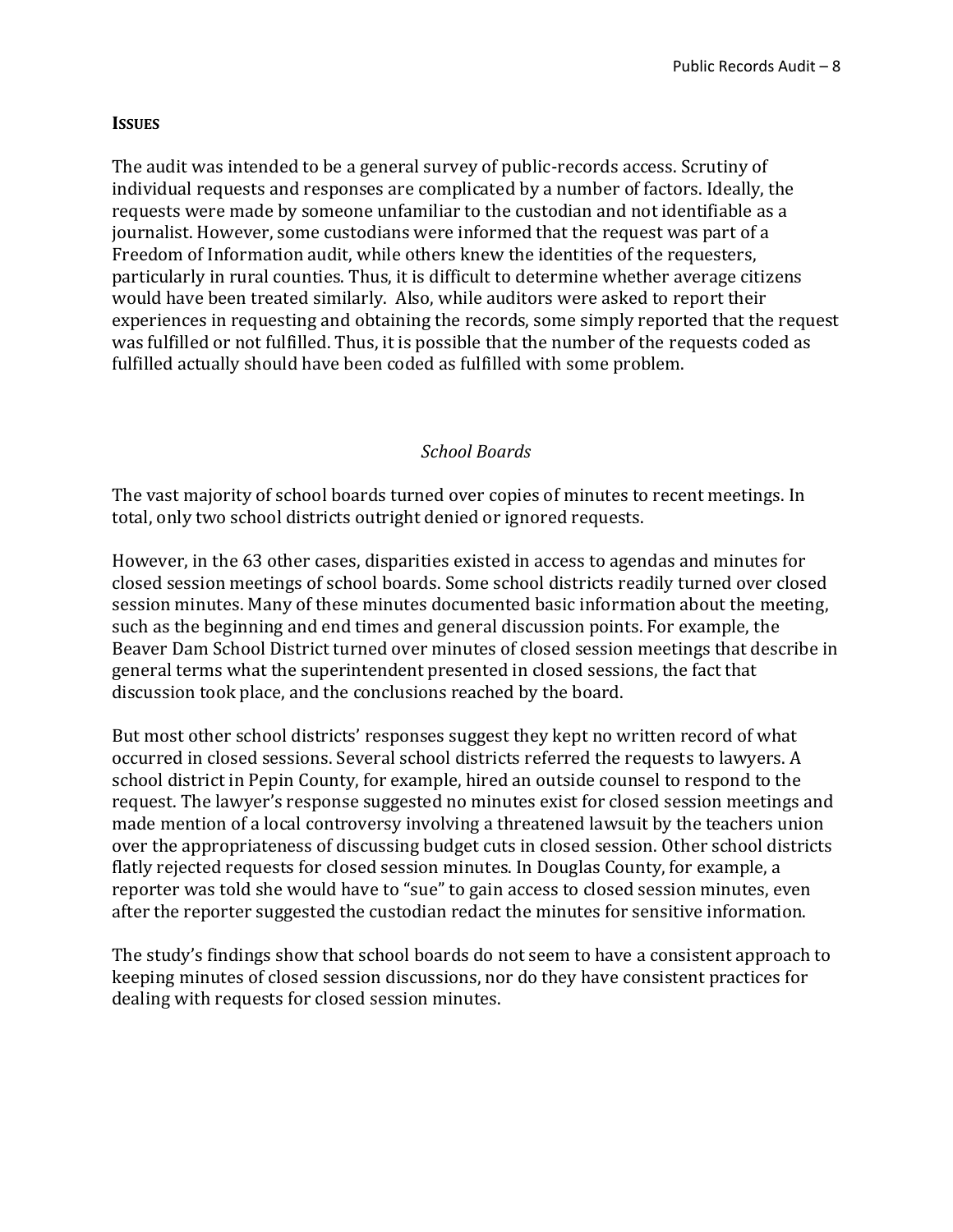## **ISSUES**

The audit was intended to be a general survey of public-records access. Scrutiny of individual requests and responses are complicated by a number of factors. Ideally, the requests were made by someone unfamiliar to the custodian and not identifiable as a journalist. However, some custodians were informed that the request was part of a Freedom of Information audit, while others knew the identities of the requesters, particularly in rural counties. Thus, it is difficult to determine whether average citizens would have been treated similarly. Also, while auditors were asked to report their experiences in requesting and obtaining the records, some simply reported that the request was fulfilled or not fulfilled. Thus, it is possible that the number of the requests coded as fulfilled actually should have been coded as fulfilled with some problem.

### *School Boards*

The vast majority of school boards turned over copies of minutes to recent meetings. In total, only two school districts outright denied or ignored requests.

However, in the 63 other cases, disparities existed in access to agendas and minutes for closed session meetings of school boards. Some school districts readily turned over closed session minutes. Many of these minutes documented basic information about the meeting, such as the beginning and end times and general discussion points. For example, the Beaver Dam School District turned over minutes of closed session meetings that describe in general terms what the superintendent presented in closed sessions, the fact that discussion took place, and the conclusions reached by the board.

But most other school districts' responses suggest they kept no written record of what occurred in closed sessions. Several school districts referred the requests to lawyers. A school district in Pepin County, for example, hired an outside counsel to respond to the request. The lawyer's response suggested no minutes exist for closed session meetings and made mention of a local controversy involving a threatened lawsuit by the teachers union over the appropriateness of discussing budget cuts in closed session. Other school districts flatly rejected requests for closed session minutes. In Douglas County, for example, a reporter was told she would have to "sue" to gain access to closed session minutes, even after the reporter suggested the custodian redact the minutes for sensitive information.

The study's findings show that school boards do not seem to have a consistent approach to keeping minutes of closed session discussions, nor do they have consistent practices for dealing with requests for closed session minutes.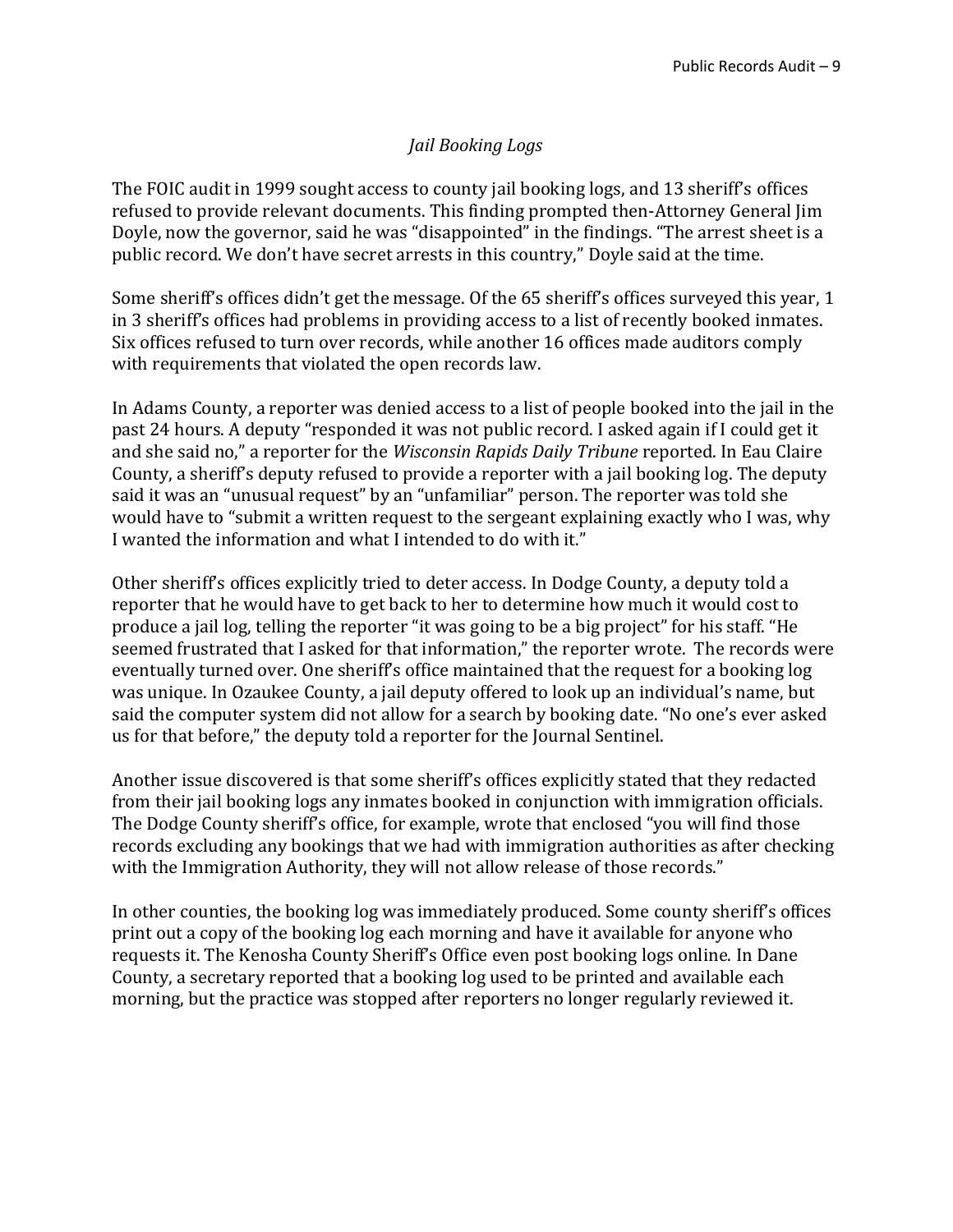*Jail Booking Logs*

The FOIC audit in 1999 sought access to county jail booking logs, and 13 sheriff's offices refused to provide relevant documents. This finding prompted then-Attorney General Jim Doyle, now the governor, said he was "disappointed" in the findings. "The arrest sheet is a public record. We don't have secret arrests in this country," Doyle said at the time.

Some sheriff's offices didn't get the message. Of the 65 sheriff's offices surveyed this year, 1 in 3 sheriff's offices had problems in providing access to a list of recently booked inmates. Six offices refused to turn over records, while another 16 offices made auditors comply with requirements that violated the open records law.

In Adams County, a reporter was denied access to a list of people booked into the jail in the past 24 hours. A deputy "responded it was not public record. I asked again if I could get it and she said no," a reporter for the *Wisconsin Rapids Daily Tribune* reported. In Eau Claire County, a sheriff's deputy refused to provide a reporter with a jail booking log. The deputy said it was an "unusual request" by an "unfamiliar" person. The reporter was told she would have to "submit a written request to the sergeant explaining exactly who I was, why I wanted the information and what I intended to do with it."

Other sheriff's offices explicitly tried to deter access. In Dodge County, a deputy told a reporter that he would have to get back to her to determine how much it would cost to produce a jail log, telling the reporter "it was going to be a big project" for his staff. "He seemed frustrated that I asked for that information," the reporter wrote. The records were eventually turned over. One sheriff's office maintained that the request for a booking log was unique. In Ozaukee County, a jail deputy offered to look up an individual's name, but said the computer system did not allow for a search by booking date. "No one's ever asked us for that before," the deputy told a reporter for the Journal Sentinel.

Another issue discovered is that some sheriff's offices explicitly stated that they redacted from their jail booking logs any inmates booked in conjunction with immigration officials. The Dodge County sheriff's office, for example, wrote that enclosed "you will find those records excluding any bookings that we had with immigration authorities as after checking with the Immigration Authority, they will not allow release of those records."

In other counties, the booking log was immediately produced. Some county sheriff's offices print out a copy of the booking log each morning and have it available for anyone who requests it. The Kenosha County Sheriff's Office even post booking logs online. In Dane County, a secretary reported that a booking log used to be printed and available each morning, but the practice was stopped after reporters no longer regularly reviewed it.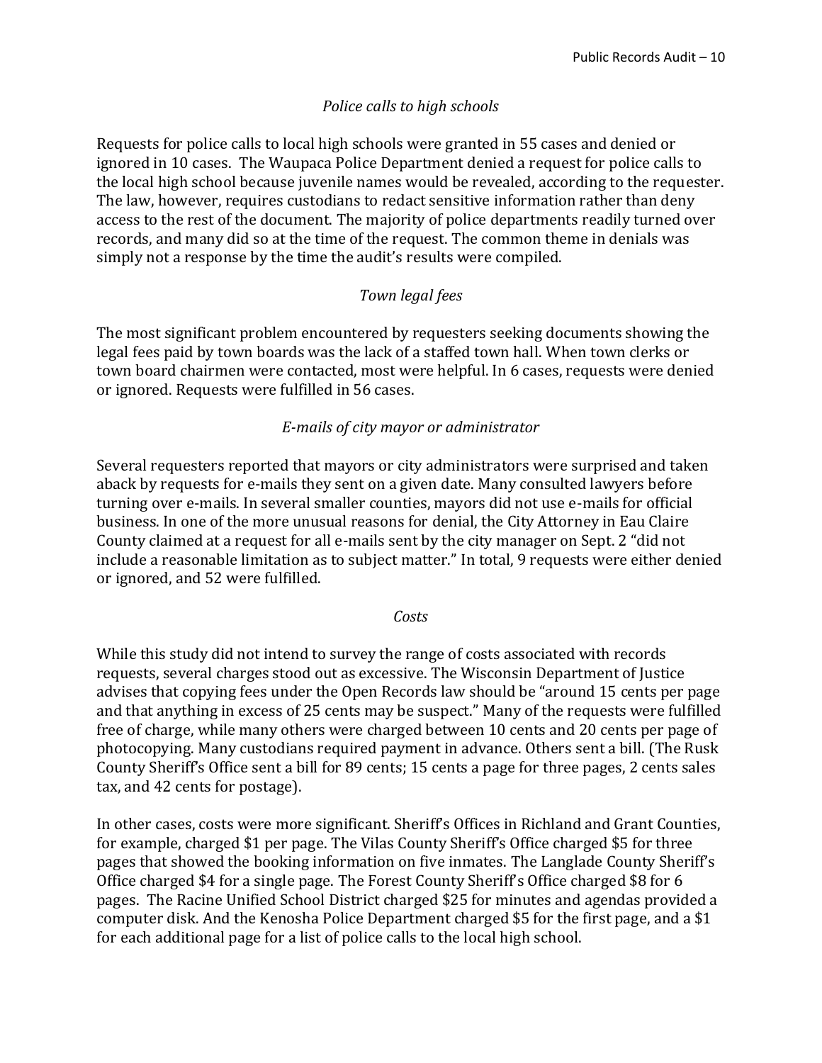*Police calls to high schools*

Requests for police calls to local high schools were granted in 55 cases and denied or ignored in 10 cases. The Waupaca Police Department denied a request for police calls to the local high school because juvenile names would be revealed, according to the requester. The law, however, requires custodians to redact sensitive information rather than deny access to the rest of the document. The majority of police departments readily turned over records, and many did so at the time of the request. The common theme in denials was simply not a response by the time the audit's results were compiled.

*Town legal fees*

The most significant problem encountered by requesters seeking documents showing the legal fees paid by town boards was the lack of a staffed town hall. When town clerks or town board chairmen were contacted, most were helpful. In 6 cases, requests were denied or ignored. Requests were fulfilled in 56 cases.

*E-mails of city mayor or administrator*

Several requesters reported that mayors or city administrators were surprised and taken aback by requests for e-mails they sent on a given date. Many consulted lawyers before turning over e-mails. In several smaller counties, mayors did not use e-mails for official business. In one of the more unusual reasons for denial, the City Attorney in Eau Claire County claimed at a request for all e-mails sent by the city manager on Sept. 2 "did not include a reasonable limitation as to subject matter." In total, 9 requests were either denied or ignored, and 52 were fulfilled.

*Costs*

While this study did not intend to survey the range of costs associated with records requests, several charges stood out as excessive. The Wisconsin Department of Justice advises that copying fees under the Open Records law should be "around 15 cents per page and that anything in excess of 25 cents may be suspect." Many of the requests were fulfilled free of charge, while many others were charged between 10 cents and 20 cents per page of photocopying. Many custodians required payment in advance. Others sent a bill. (The Rusk County Sheriff's Office sent a bill for 89 cents; 15 cents a page for three pages, 2 cents sales tax, and 42 cents for postage).

In other cases, costs were more significant. Sheriff's Offices in Richland and Grant Counties, for example, charged $1 per page. The Vilas County Sheriff's Office charged $5 for three pages that showed the booking information on five inmates. The Langlade County Sheriff's Office charged $4 for a single page. The Forest County Sheriff's Office charged $8 for 6 pages. The Racine Unified School District charged $25 for minutes and agendas provided a computer disk. And the Kenosha Police Department charged $5 for the first page, and a $1 for each additional page for a list of police calls to the local high school.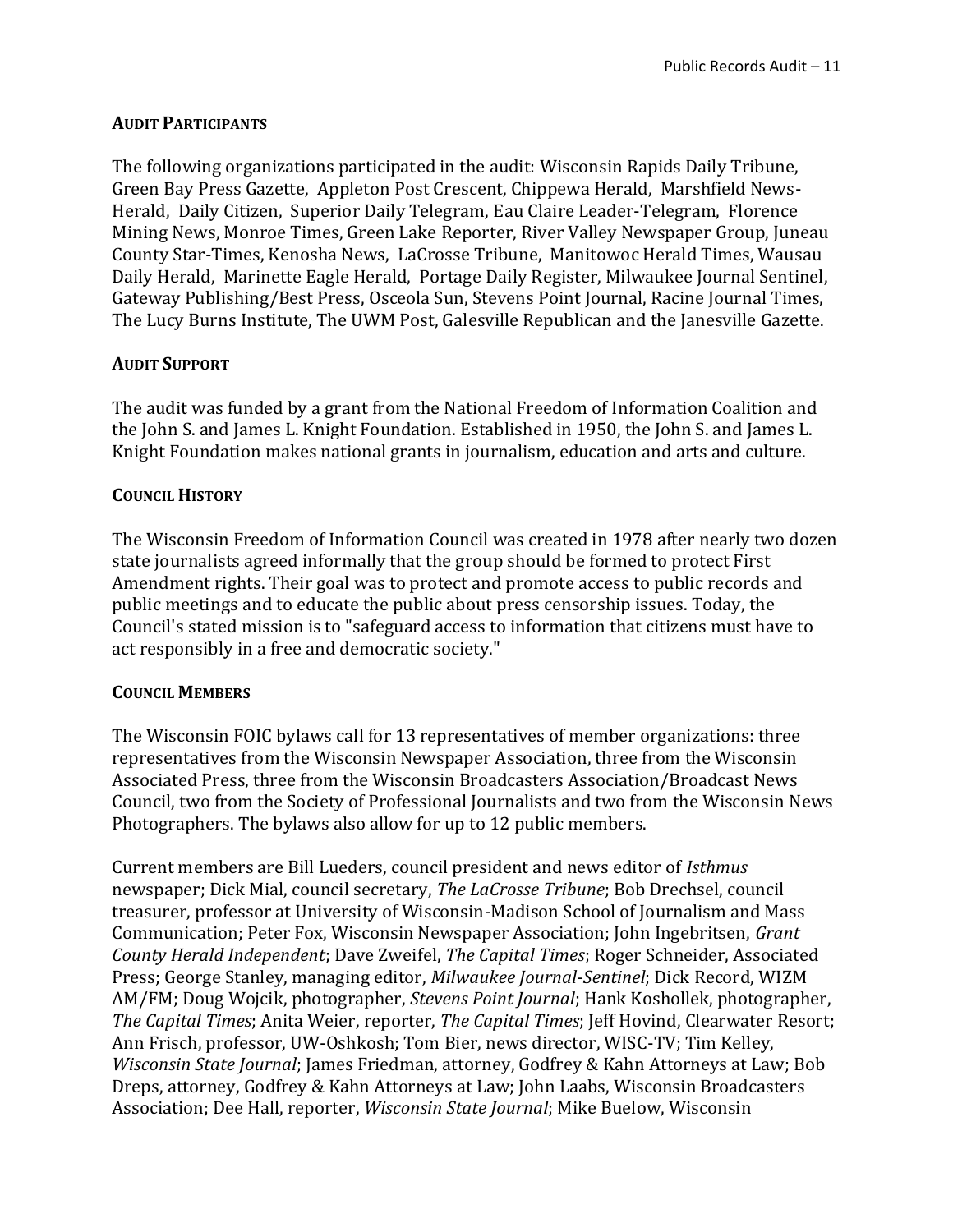## AUDIT PARTICIPANTS

The following organizations participated in the audit: Wisconsin Rapids Daily Tribune, Green Bay Press Gazette, Appleton Post Crescent, Chippewa Herald, Marshfield News-Herald, Daily Citizen, Superior Daily Telegram, Eau Claire Leader-Telegram, Florence Mining News, Monroe Times, Green Lake Reporter, River Valley Newspaper Group, Juneau County Star-Times, Kenosha News, LaCrosse Tribune, Manitowoc Herald Times, Wausau Daily Herald, Marinette Eagle Herald, Portage Daily Register, Milwaukee Journal Sentinel, Gateway Publishing/Best Press, Osceola Sun, Stevens Point Journal, Racine Journal Times, The Lucy Burns Institute, The UWM Post, Galesville Republican and the Janesville Gazette.

## AUDIT SUPPORT

The audit was funded by a grant from the National Freedom of Information Coalition and the John S. and James L. Knight Foundation. Established in 1950, the John S. and James L. Knight Foundation makes national grants in journalism, education and arts and culture.

## COUNCIL HISTORY

The Wisconsin Freedom of Information Council was created in 1978 after nearly two dozen state journalists agreed informally that the group should be formed to protect First Amendment rights. Their goal was to protect and promote access to public records and public meetings and to educate the public about press censorship issues. Today, the Council's stated mission is to "safeguard access to information that citizens must have to act responsibly in a free and democratic society."

## COUNCIL MEMBERS

The Wisconsin FOIC bylaws call for 13 representatives of member organizations: three representatives from the Wisconsin Newspaper Association, three from the Wisconsin Associated Press, three from the Wisconsin Broadcasters Association/Broadcast News Council, two from the Society of Professional Journalists and two from the Wisconsin News Photographers. The bylaws also allow for up to 12 public members.

Current members are Bill Lueders, council president and news editor of *Isthmus* newspaper; Dick Mial, council secretary, *The LaCrosse Tribune*; Bob Drechsel, council treasurer, professor at University of Wisconsin-Madison School of Journalism and Mass Communication; Peter Fox, Wisconsin Newspaper Association; John Ingebritsen, *Grant County Herald Independent*; Dave Zweifel, *The Capital Times*; Roger Schneider, Associated Press; George Stanley, managing editor, *Milwaukee Journal-Sentinel*; Dick Record, WIZM AM/FM; Doug Wojcik, photographer, *Stevens Point Journal*; Hank Koshollek, photographer, *The Capital Times*; Anita Weier, reporter, *The Capital Times*; Jeff Hovind, Clearwater Resort; Ann Frisch, professor, UW-Oshkosh; Tom Bier, news director, WISC-TV; Tim Kelley, *Wisconsin State Journal*; James Friedman, attorney, Godfrey & Kahn Attorneys at Law; Bob Dreps, attorney, Godfrey & Kahn Attorneys at Law; John Laabs, Wisconsin Broadcasters Association; Dee Hall, reporter, *Wisconsin State Journal*; Mike Buelow, Wisconsin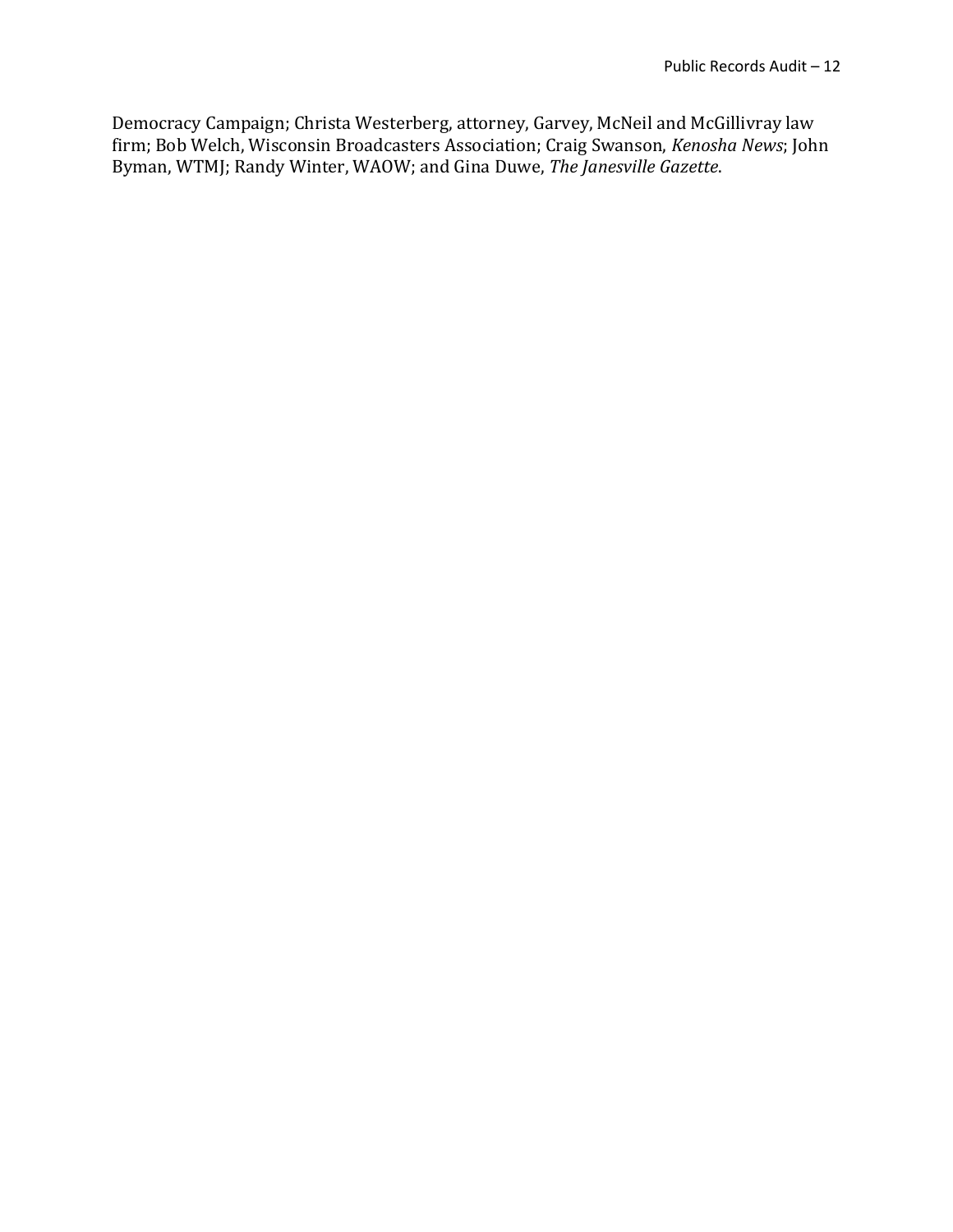Democracy Campaign; Christa Westerberg, attorney, Garvey, McNeil and McGillivray law firm; Bob Welch, Wisconsin Broadcasters Association; Craig Swanson, *Kenosha News*; John Byman, WTMJ; Randy Winter, WAOW; and Gina Duwe, *The Janesville Gazette*.